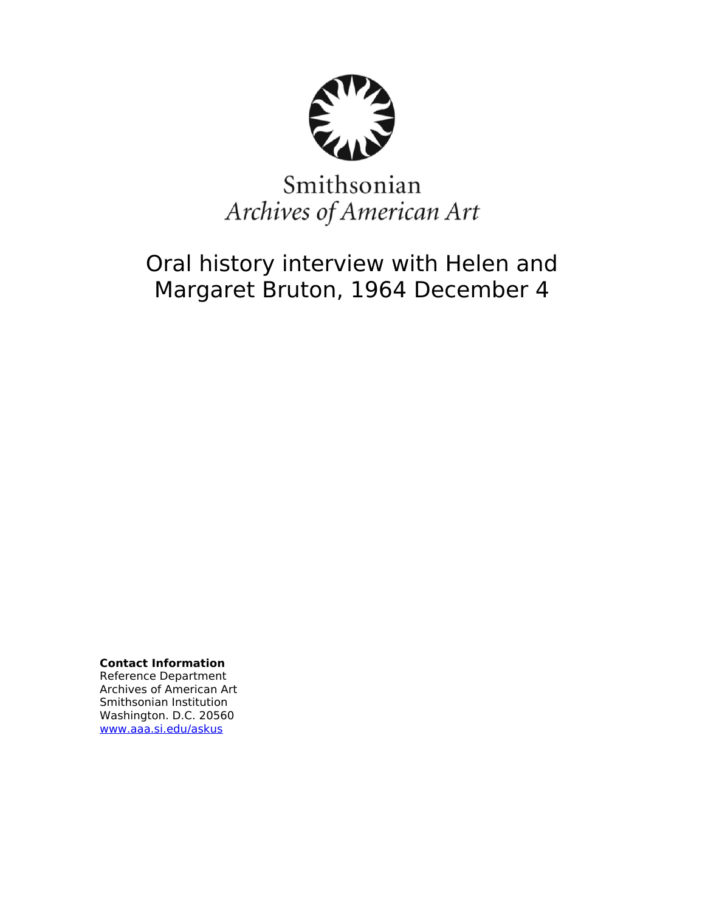Smithsonian
*Archives of American Art*

# Oral history interview with Helen and Margaret Bruton, 1964 December 4

**Contact Information**
Reference Department
Archives of American Art
Smithsonian Institution
Washington. D.C. 20560
www.aaa.si.edu/askus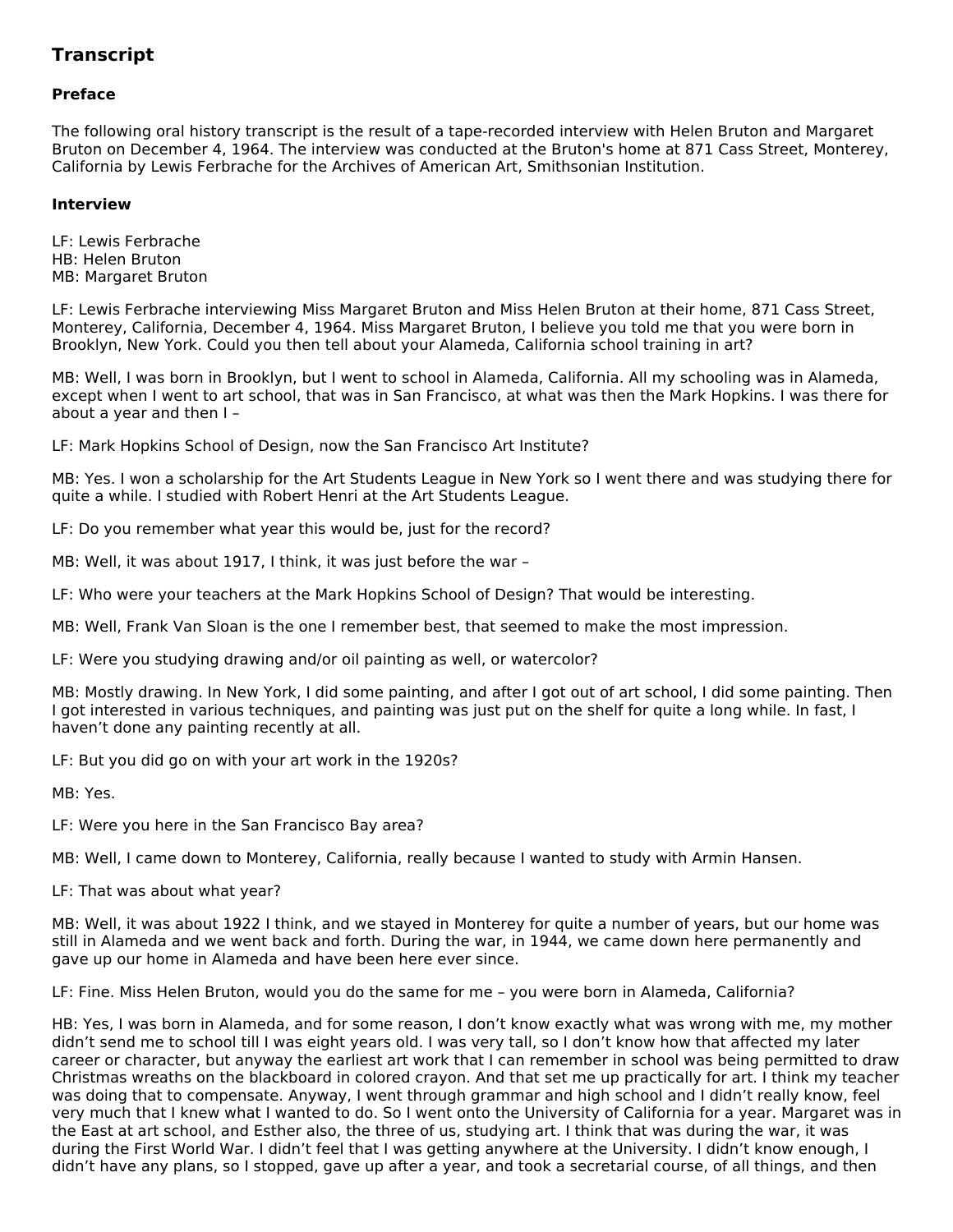## Transcript

### Preface

The following oral history transcript is the result of a tape-recorded interview with Helen Bruton and Margaret Bruton on December 4, 1964. The interview was conducted at the Bruton's home at 871 Cass Street, Monterey, California by Lewis Ferbrache for the Archives of American Art, Smithsonian Institution.

### Interview

LF: Lewis Ferbrache
HB: Helen Bruton
MB: Margaret Bruton

LF: Lewis Ferbrache interviewing Miss Margaret Bruton and Miss Helen Bruton at their home, 871 Cass Street, Monterey, California, December 4, 1964. Miss Margaret Bruton, I believe you told me that you were born in Brooklyn, New York. Could you then tell about your Alameda, California school training in art?

MB: Well, I was born in Brooklyn, but I went to school in Alameda, California. All my schooling was in Alameda, except when I went to art school, that was in San Francisco, at what was then the Mark Hopkins. I was there for about a year and then I –

LF: Mark Hopkins School of Design, now the San Francisco Art Institute?

MB: Yes. I won a scholarship for the Art Students League in New York so I went there and was studying there for quite a while. I studied with Robert Henri at the Art Students League.

LF: Do you remember what year this would be, just for the record?

MB: Well, it was about 1917, I think, it was just before the war –

LF: Who were your teachers at the Mark Hopkins School of Design? That would be interesting.

MB: Well, Frank Van Sloan is the one I remember best, that seemed to make the most impression.

LF: Were you studying drawing and/or oil painting as well, or watercolor?

MB: Mostly drawing. In New York, I did some painting, and after I got out of art school, I did some painting. Then I got interested in various techniques, and painting was just put on the shelf for quite a long while. In fast, I haven't done any painting recently at all.

LF: But you did go on with your art work in the 1920s?

MB: Yes.

LF: Were you here in the San Francisco Bay area?

MB: Well, I came down to Monterey, California, really because I wanted to study with Armin Hansen.

LF: That was about what year?

MB: Well, it was about 1922 I think, and we stayed in Monterey for quite a number of years, but our home was still in Alameda and we went back and forth. During the war, in 1944, we came down here permanently and gave up our home in Alameda and have been here ever since.

LF: Fine. Miss Helen Bruton, would you do the same for me – you were born in Alameda, California?

HB: Yes, I was born in Alameda, and for some reason, I don't know exactly what was wrong with me, my mother didn't send me to school till I was eight years old. I was very tall, so I don't know how that affected my later career or character, but anyway the earliest art work that I can remember in school was being permitted to draw Christmas wreaths on the blackboard in colored crayon. And that set me up practically for art. I think my teacher was doing that to compensate. Anyway, I went through grammar and high school and I didn't really know, feel very much that I knew what I wanted to do. So I went onto the University of California for a year. Margaret was in the East at art school, and Esther also, the three of us, studying art. I think that was during the war, it was during the First World War. I didn't feel that I was getting anywhere at the University. I didn't know enough, I didn't have any plans, so I stopped, gave up after a year, and took a secretarial course, of all things, and then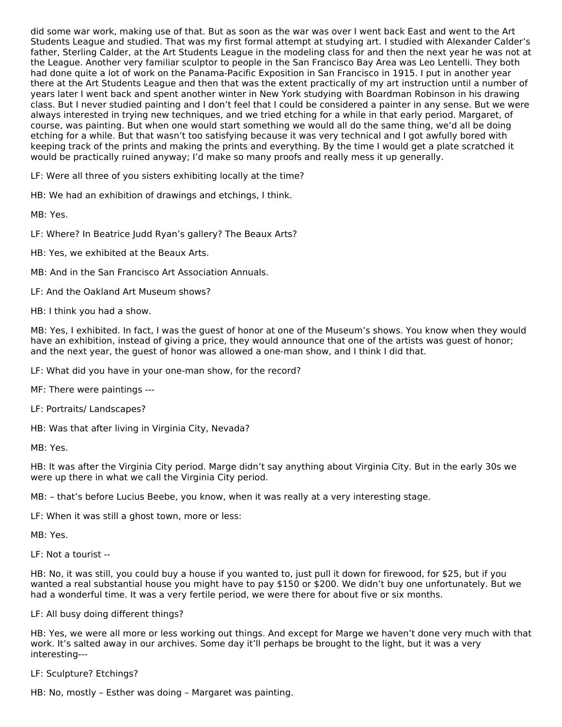did some war work, making use of that. But as soon as the war was over I went back East and went to the Art Students League and studied. That was my first formal attempt at studying art. I studied with Alexander Calder's father, Sterling Calder, at the Art Students League in the modeling class for and then the next year he was not at the League. Another very familiar sculptor to people in the San Francisco Bay Area was Leo Lentelli. They both had done quite a lot of work on the Panama-Pacific Exposition in San Francisco in 1915. I put in another year there at the Art Students League and then that was the extent practically of my art instruction until a number of years later I went back and spent another winter in New York studying with Boardman Robinson in his drawing class. But I never studied painting and I don't feel that I could be considered a painter in any sense. But we were always interested in trying new techniques, and we tried etching for a while in that early period. Margaret, of course, was painting. But when one would start something we would all do the same thing, we'd all be doing etching for a while. But that wasn't too satisfying because it was very technical and I got awfully bored with keeping track of the prints and making the prints and everything. By the time I would get a plate scratched it would be practically ruined anyway; I'd make so many proofs and really mess it up generally.

LF: Were all three of you sisters exhibiting locally at the time?

HB: We had an exhibition of drawings and etchings, I think.

MB: Yes.

LF: Where? In Beatrice Judd Ryan's gallery? The Beaux Arts?

HB: Yes, we exhibited at the Beaux Arts.

MB: And in the San Francisco Art Association Annuals.

LF: And the Oakland Art Museum shows?

HB: I think you had a show.

MB: Yes, I exhibited. In fact, I was the guest of honor at one of the Museum's shows. You know when they would have an exhibition, instead of giving a price, they would announce that one of the artists was guest of honor; and the next year, the guest of honor was allowed a one-man show, and I think I did that.

LF: What did you have in your one-man show, for the record?

MF: There were paintings ---

LF: Portraits/ Landscapes?

HB: Was that after living in Virginia City, Nevada?

MB: Yes.

HB: It was after the Virginia City period. Marge didn't say anything about Virginia City. But in the early 30s we were up there in what we call the Virginia City period.

MB: – that's before Lucius Beebe, you know, when it was really at a very interesting stage.

LF: When it was still a ghost town, more or less:

MB: Yes.

LF: Not a tourist --

HB: No, it was still, you could buy a house if you wanted to, just pull it down for firewood, for $25, but if you wanted a real substantial house you might have to pay $150 or $200. We didn't buy one unfortunately. But we had a wonderful time. It was a very fertile period, we were there for about five or six months.

LF: All busy doing different things?

HB: Yes, we were all more or less working out things. And except for Marge we haven't done very much with that work. It's salted away in our archives. Some day it'll perhaps be brought to the light, but it was a very interesting---

LF: Sculpture? Etchings?

HB: No, mostly – Esther was doing – Margaret was painting.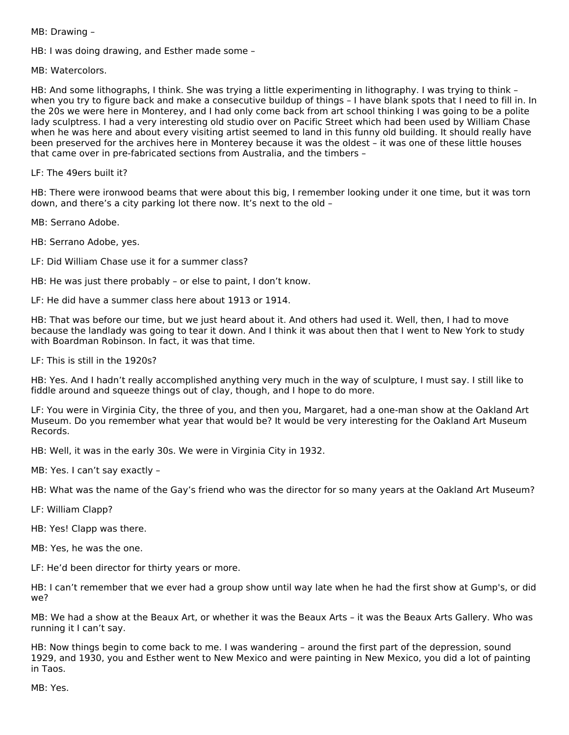MB: Drawing –

HB: I was doing drawing, and Esther made some –

MB: Watercolors.

HB: And some lithographs, I think. She was trying a little experimenting in lithography. I was trying to think – when you try to figure back and make a consecutive buildup of things – I have blank spots that I need to fill in. In the 20s we were here in Monterey, and I had only come back from art school thinking I was going to be a polite lady sculptress. I had a very interesting old studio over on Pacific Street which had been used by William Chase when he was here and about every visiting artist seemed to land in this funny old building. It should really have been preserved for the archives here in Monterey because it was the oldest – it was one of these little houses that came over in pre-fabricated sections from Australia, and the timbers –

LF: The 49ers built it?

HB: There were ironwood beams that were about this big, I remember looking under it one time, but it was torn down, and there's a city parking lot there now. It's next to the old –

MB: Serrano Adobe.

HB: Serrano Adobe, yes.

LF: Did William Chase use it for a summer class?

HB: He was just there probably – or else to paint, I don't know.

LF: He did have a summer class here about 1913 or 1914.

HB: That was before our time, but we just heard about it. And others had used it. Well, then, I had to move because the landlady was going to tear it down. And I think it was about then that I went to New York to study with Boardman Robinson. In fact, it was that time.

LF: This is still in the 1920s?

HB: Yes. And I hadn't really accomplished anything very much in the way of sculpture, I must say. I still like to fiddle around and squeeze things out of clay, though, and I hope to do more.

LF: You were in Virginia City, the three of you, and then you, Margaret, had a one-man show at the Oakland Art Museum. Do you remember what year that would be? It would be very interesting for the Oakland Art Museum Records.

HB: Well, it was in the early 30s. We were in Virginia City in 1932.

MB: Yes. I can't say exactly –

HB: What was the name of the Gay's friend who was the director for so many years at the Oakland Art Museum?

LF: William Clapp?

HB: Yes! Clapp was there.

MB: Yes, he was the one.

LF: He'd been director for thirty years or more.

HB: I can't remember that we ever had a group show until way late when he had the first show at Gump's, or did we?

MB: We had a show at the Beaux Art, or whether it was the Beaux Arts – it was the Beaux Arts Gallery. Who was running it I can't say.

HB: Now things begin to come back to me. I was wandering – around the first part of the depression, sound 1929, and 1930, you and Esther went to New Mexico and were painting in New Mexico, you did a lot of painting in Taos.

MB: Yes.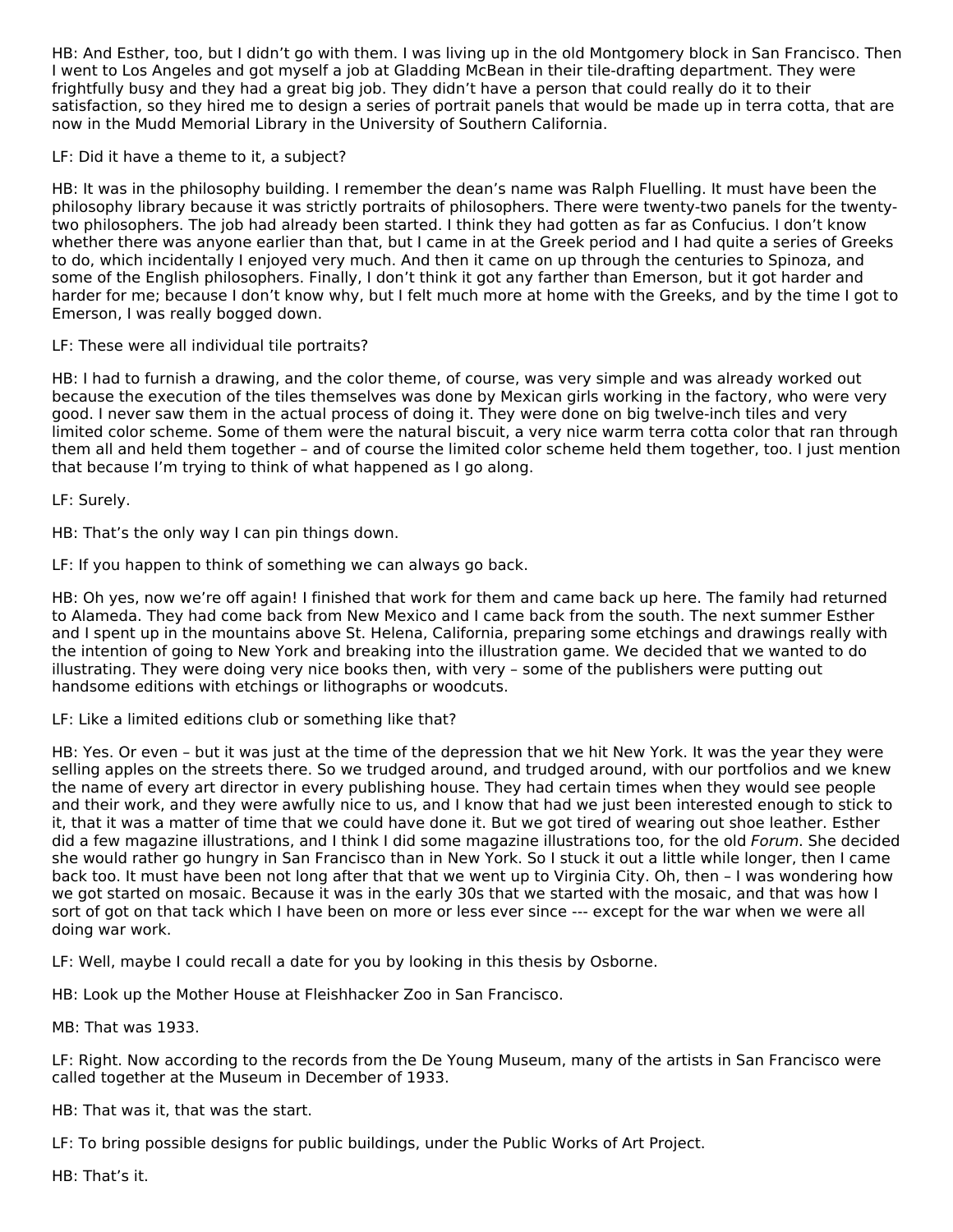HB: And Esther, too, but I didn't go with them. I was living up in the old Montgomery block in San Francisco. Then I went to Los Angeles and got myself a job at Gladding McBean in their tile-drafting department. They were frightfully busy and they had a great big job. They didn't have a person that could really do it to their satisfaction, so they hired me to design a series of portrait panels that would be made up in terra cotta, that are now in the Mudd Memorial Library in the University of Southern California.

LF: Did it have a theme to it, a subject?

HB: It was in the philosophy building. I remember the dean's name was Ralph Fluelling. It must have been the philosophy library because it was strictly portraits of philosophers. There were twenty-two panels for the twenty-two philosophers. The job had already been started. I think they had gotten as far as Confucius. I don't know whether there was anyone earlier than that, but I came in at the Greek period and I had quite a series of Greeks to do, which incidentally I enjoyed very much. And then it came on up through the centuries to Spinoza, and some of the English philosophers. Finally, I don't think it got any farther than Emerson, but it got harder and harder for me; because I don't know why, but I felt much more at home with the Greeks, and by the time I got to Emerson, I was really bogged down.

LF: These were all individual tile portraits?

HB: I had to furnish a drawing, and the color theme, of course, was very simple and was already worked out because the execution of the tiles themselves was done by Mexican girls working in the factory, who were very good. I never saw them in the actual process of doing it. They were done on big twelve-inch tiles and very limited color scheme. Some of them were the natural biscuit, a very nice warm terra cotta color that ran through them all and held them together – and of course the limited color scheme held them together, too. I just mention that because I'm trying to think of what happened as I go along.

LF: Surely.

HB: That's the only way I can pin things down.

LF: If you happen to think of something we can always go back.

HB: Oh yes, now we're off again! I finished that work for them and came back up here. The family had returned to Alameda. They had come back from New Mexico and I came back from the south. The next summer Esther and I spent up in the mountains above St. Helena, California, preparing some etchings and drawings really with the intention of going to New York and breaking into the illustration game. We decided that we wanted to do illustrating. They were doing very nice books then, with very – some of the publishers were putting out handsome editions with etchings or lithographs or woodcuts.

LF: Like a limited editions club or something like that?

HB: Yes. Or even – but it was just at the time of the depression that we hit New York. It was the year they were selling apples on the streets there. So we trudged around, and trudged around, with our portfolios and we knew the name of every art director in every publishing house. They had certain times when they would see people and their work, and they were awfully nice to us, and I know that had we just been interested enough to stick to it, that it was a matter of time that we could have done it. But we got tired of wearing out shoe leather. Esther did a few magazine illustrations, and I think I did some magazine illustrations too, for the old *Forum*. She decided she would rather go hungry in San Francisco than in New York. So I stuck it out a little while longer, then I came back too. It must have been not long after that that we went up to Virginia City. Oh, then – I was wondering how we got started on mosaic. Because it was in the early 30s that we started with the mosaic, and that was how I sort of got on that tack which I have been on more or less ever since --- except for the war when we were all doing war work.

LF: Well, maybe I could recall a date for you by looking in this thesis by Osborne.

HB: Look up the Mother House at Fleishhacker Zoo in San Francisco.

MB: That was 1933.

LF: Right. Now according to the records from the De Young Museum, many of the artists in San Francisco were called together at the Museum in December of 1933.

HB: That was it, that was the start.

LF: To bring possible designs for public buildings, under the Public Works of Art Project.

HB: That's it.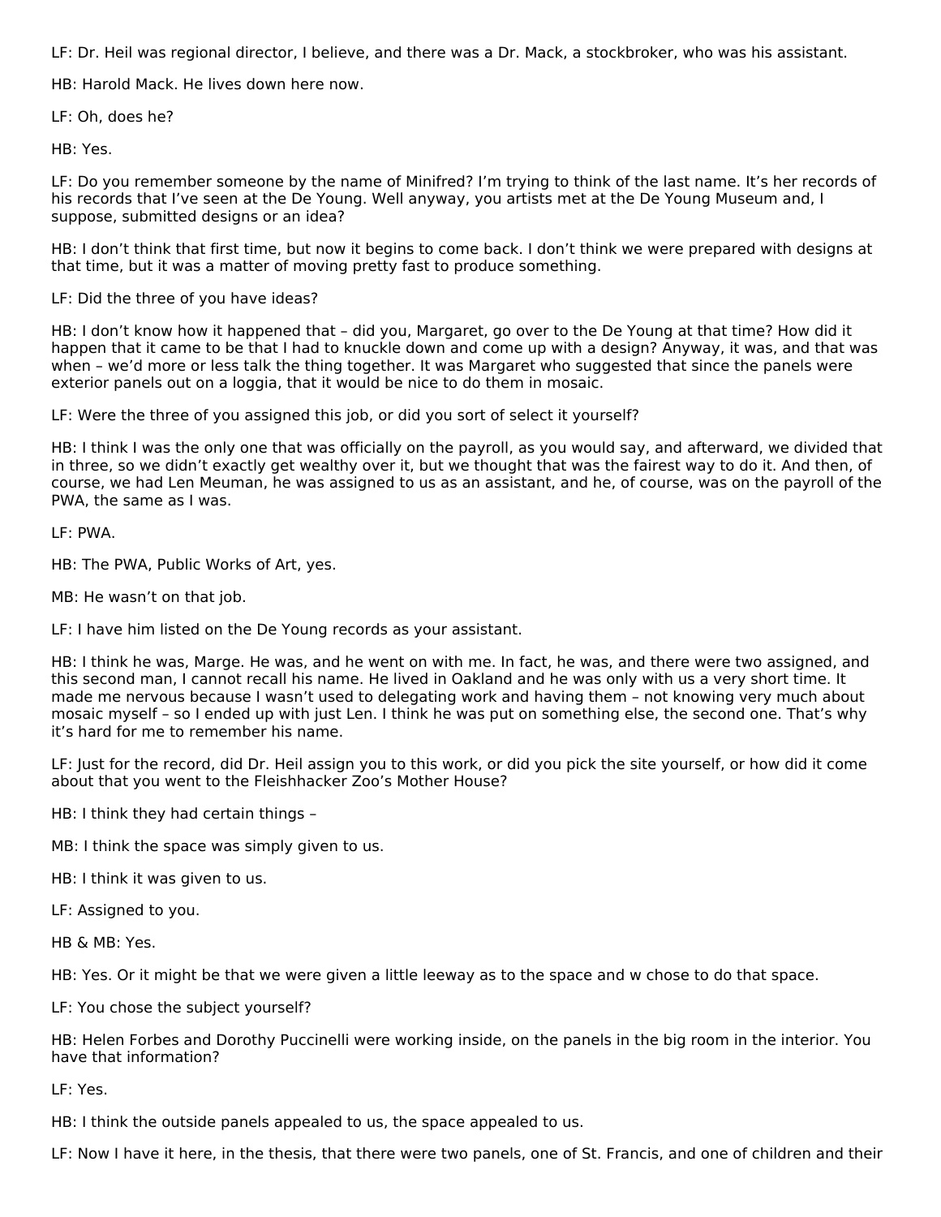LF: Dr. Heil was regional director, I believe, and there was a Dr. Mack, a stockbroker, who was his assistant.

HB: Harold Mack. He lives down here now.

LF: Oh, does he?

HB: Yes.

LF: Do you remember someone by the name of Minifred? I'm trying to think of the last name. It's her records of his records that I've seen at the De Young. Well anyway, you artists met at the De Young Museum and, I suppose, submitted designs or an idea?

HB: I don't think that first time, but now it begins to come back. I don't think we were prepared with designs at that time, but it was a matter of moving pretty fast to produce something.

LF: Did the three of you have ideas?

HB: I don't know how it happened that – did you, Margaret, go over to the De Young at that time? How did it happen that it came to be that I had to knuckle down and come up with a design? Anyway, it was, and that was when – we'd more or less talk the thing together. It was Margaret who suggested that since the panels were exterior panels out on a loggia, that it would be nice to do them in mosaic.

LF: Were the three of you assigned this job, or did you sort of select it yourself?

HB: I think I was the only one that was officially on the payroll, as you would say, and afterward, we divided that in three, so we didn't exactly get wealthy over it, but we thought that was the fairest way to do it. And then, of course, we had Len Meuman, he was assigned to us as an assistant, and he, of course, was on the payroll of the PWA, the same as I was.

LF: PWA.

HB: The PWA, Public Works of Art, yes.

MB: He wasn't on that job.

LF: I have him listed on the De Young records as your assistant.

HB: I think he was, Marge. He was, and he went on with me. In fact, he was, and there were two assigned, and this second man, I cannot recall his name. He lived in Oakland and he was only with us a very short time. It made me nervous because I wasn't used to delegating work and having them – not knowing very much about mosaic myself – so I ended up with just Len. I think he was put on something else, the second one. That's why it's hard for me to remember his name.

LF: Just for the record, did Dr. Heil assign you to this work, or did you pick the site yourself, or how did it come about that you went to the Fleishhacker Zoo's Mother House?

HB: I think they had certain things –

MB: I think the space was simply given to us.

HB: I think it was given to us.

LF: Assigned to you.

HB & MB: Yes.

HB: Yes. Or it might be that we were given a little leeway as to the space and w chose to do that space.

LF: You chose the subject yourself?

HB: Helen Forbes and Dorothy Puccinelli were working inside, on the panels in the big room in the interior. You have that information?

LF: Yes.

HB: I think the outside panels appealed to us, the space appealed to us.

LF: Now I have it here, in the thesis, that there were two panels, one of St. Francis, and one of children and their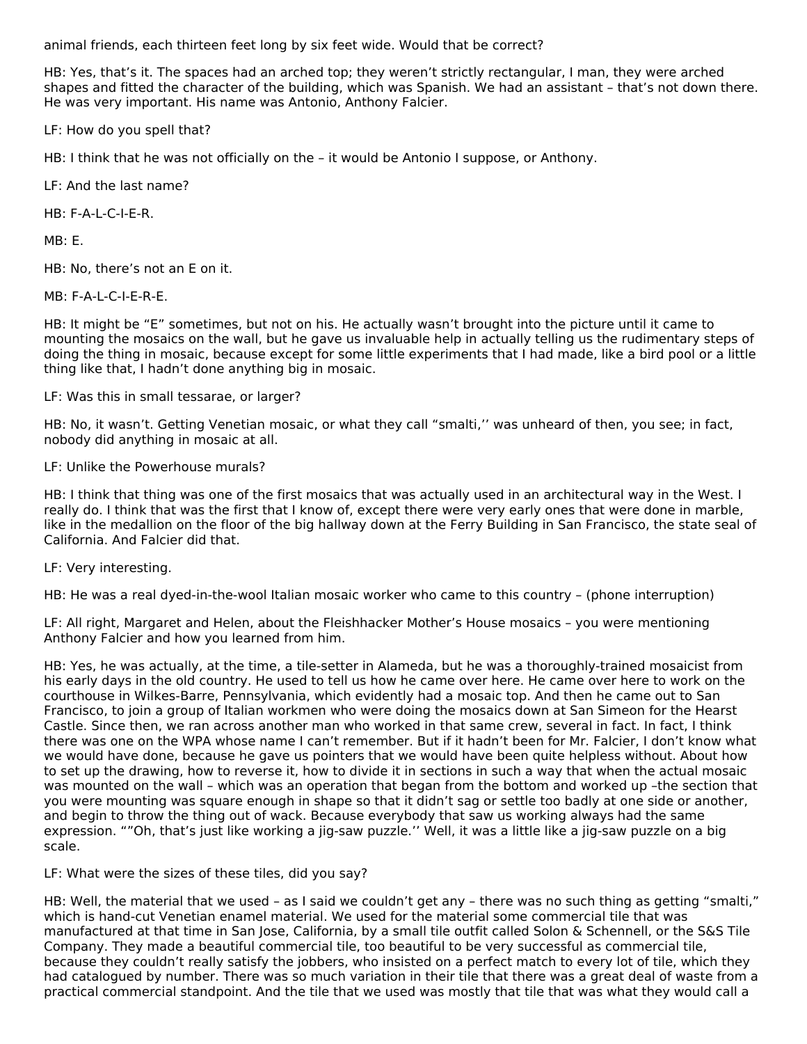animal friends, each thirteen feet long by six feet wide. Would that be correct?

HB: Yes, that's it. The spaces had an arched top; they weren't strictly rectangular, I man, they were arched shapes and fitted the character of the building, which was Spanish. We had an assistant – that's not down there. He was very important. His name was Antonio, Anthony Falcier.

LF: How do you spell that?

HB: I think that he was not officially on the – it would be Antonio I suppose, or Anthony.

LF: And the last name?

HB: F-A-L-C-I-E-R.

MB: E.

HB: No, there's not an E on it.

MB: F-A-L-C-I-E-R-E.

HB: It might be "E" sometimes, but not on his. He actually wasn't brought into the picture until it came to mounting the mosaics on the wall, but he gave us invaluable help in actually telling us the rudimentary steps of doing the thing in mosaic, because except for some little experiments that I had made, like a bird pool or a little thing like that, I hadn't done anything big in mosaic.

LF: Was this in small tessarae, or larger?

HB: No, it wasn't. Getting Venetian mosaic, or what they call "smalti,'' was unheard of then, you see; in fact, nobody did anything in mosaic at all.

LF: Unlike the Powerhouse murals?

HB: I think that thing was one of the first mosaics that was actually used in an architectural way in the West. I really do. I think that was the first that I know of, except there were very early ones that were done in marble, like in the medallion on the floor of the big hallway down at the Ferry Building in San Francisco, the state seal of California. And Falcier did that.

LF: Very interesting.

HB: He was a real dyed-in-the-wool Italian mosaic worker who came to this country – (phone interruption)

LF: All right, Margaret and Helen, about the Fleishhacker Mother's House mosaics – you were mentioning Anthony Falcier and how you learned from him.

HB: Yes, he was actually, at the time, a tile-setter in Alameda, but he was a thoroughly-trained mosaicist from his early days in the old country. He used to tell us how he came over here. He came over here to work on the courthouse in Wilkes-Barre, Pennsylvania, which evidently had a mosaic top. And then he came out to San Francisco, to join a group of Italian workmen who were doing the mosaics down at San Simeon for the Hearst Castle. Since then, we ran across another man who worked in that same crew, several in fact. In fact, I think there was one on the WPA whose name I can't remember. But if it hadn't been for Mr. Falcier, I don't know what we would have done, because he gave us pointers that we would have been quite helpless without. About how to set up the drawing, how to reverse it, how to divide it in sections in such a way that when the actual mosaic was mounted on the wall – which was an operation that began from the bottom and worked up –the section that you were mounting was square enough in shape so that it didn't sag or settle too badly at one side or another, and begin to throw the thing out of wack. Because everybody that saw us working always had the same expression. ""Oh, that's just like working a jig-saw puzzle.'' Well, it was a little like a jig-saw puzzle on a big scale.

LF: What were the sizes of these tiles, did you say?

HB: Well, the material that we used – as I said we couldn't get any – there was no such thing as getting "smalti," which is hand-cut Venetian enamel material. We used for the material some commercial tile that was manufactured at that time in San Jose, California, by a small tile outfit called Solon & Schennell, or the S&S Tile Company. They made a beautiful commercial tile, too beautiful to be very successful as commercial tile, because they couldn't really satisfy the jobbers, who insisted on a perfect match to every lot of tile, which they had catalogued by number. There was so much variation in their tile that there was a great deal of waste from a practical commercial standpoint. And the tile that we used was mostly that tile that was what they would call a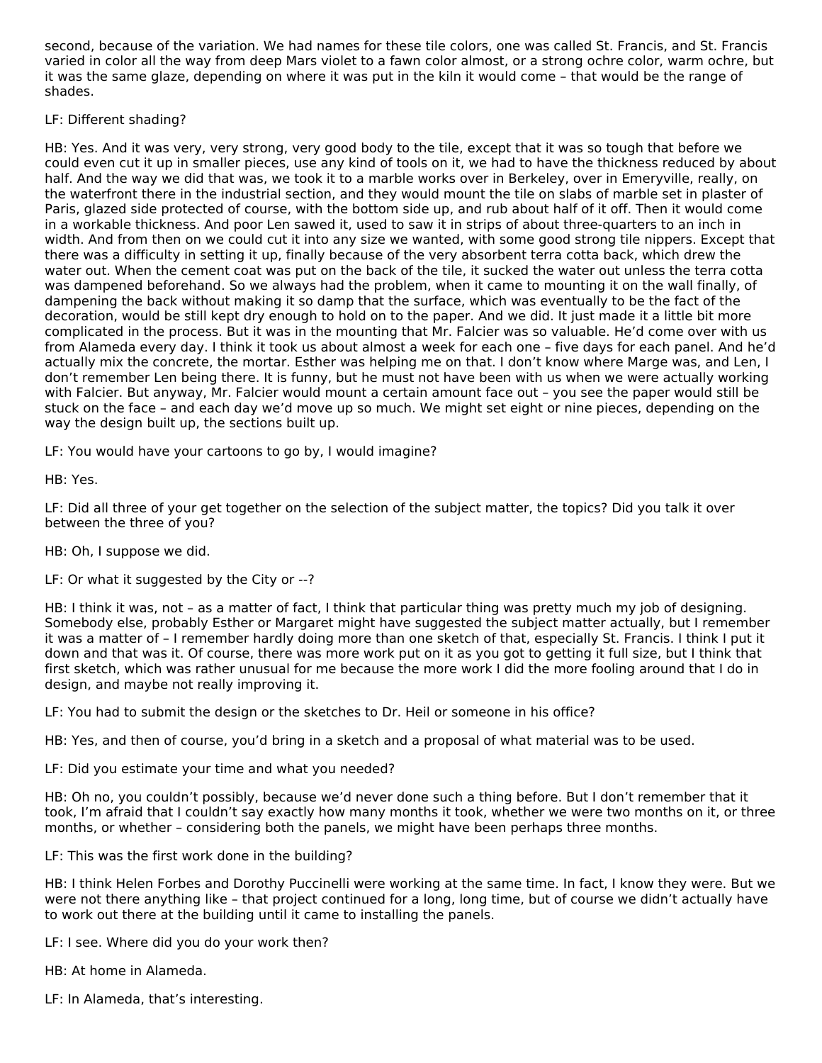second, because of the variation. We had names for these tile colors, one was called St. Francis, and St. Francis varied in color all the way from deep Mars violet to a fawn color almost, or a strong ochre color, warm ochre, but it was the same glaze, depending on where it was put in the kiln it would come – that would be the range of shades.

LF: Different shading?

HB: Yes. And it was very, very strong, very good body to the tile, except that it was so tough that before we could even cut it up in smaller pieces, use any kind of tools on it, we had to have the thickness reduced by about half. And the way we did that was, we took it to a marble works over in Berkeley, over in Emeryville, really, on the waterfront there in the industrial section, and they would mount the tile on slabs of marble set in plaster of Paris, glazed side protected of course, with the bottom side up, and rub about half of it off. Then it would come in a workable thickness. And poor Len sawed it, used to saw it in strips of about three-quarters to an inch in width. And from then on we could cut it into any size we wanted, with some good strong tile nippers. Except that there was a difficulty in setting it up, finally because of the very absorbent terra cotta back, which drew the water out. When the cement coat was put on the back of the tile, it sucked the water out unless the terra cotta was dampened beforehand. So we always had the problem, when it came to mounting it on the wall finally, of dampening the back without making it so damp that the surface, which was eventually to be the fact of the decoration, would be still kept dry enough to hold on to the paper. And we did. It just made it a little bit more complicated in the process. But it was in the mounting that Mr. Falcier was so valuable. He'd come over with us from Alameda every day. I think it took us about almost a week for each one – five days for each panel. And he'd actually mix the concrete, the mortar. Esther was helping me on that. I don't know where Marge was, and Len, I don't remember Len being there. It is funny, but he must not have been with us when we were actually working with Falcier. But anyway, Mr. Falcier would mount a certain amount face out – you see the paper would still be stuck on the face – and each day we'd move up so much. We might set eight or nine pieces, depending on the way the design built up, the sections built up.

LF: You would have your cartoons to go by, I would imagine?

HB: Yes.

LF: Did all three of your get together on the selection of the subject matter, the topics? Did you talk it over between the three of you?

HB: Oh, I suppose we did.

LF: Or what it suggested by the City or --?

HB: I think it was, not – as a matter of fact, I think that particular thing was pretty much my job of designing. Somebody else, probably Esther or Margaret might have suggested the subject matter actually, but I remember it was a matter of – I remember hardly doing more than one sketch of that, especially St. Francis. I think I put it down and that was it. Of course, there was more work put on it as you got to getting it full size, but I think that first sketch, which was rather unusual for me because the more work I did the more fooling around that I do in design, and maybe not really improving it.

LF: You had to submit the design or the sketches to Dr. Heil or someone in his office?

HB: Yes, and then of course, you'd bring in a sketch and a proposal of what material was to be used.

LF: Did you estimate your time and what you needed?

HB: Oh no, you couldn't possibly, because we'd never done such a thing before. But I don't remember that it took, I'm afraid that I couldn't say exactly how many months it took, whether we were two months on it, or three months, or whether – considering both the panels, we might have been perhaps three months.

LF: This was the first work done in the building?

HB: I think Helen Forbes and Dorothy Puccinelli were working at the same time. In fact, I know they were. But we were not there anything like – that project continued for a long, long time, but of course we didn't actually have to work out there at the building until it came to installing the panels.

LF: I see. Where did you do your work then?

HB: At home in Alameda.

LF: In Alameda, that's interesting.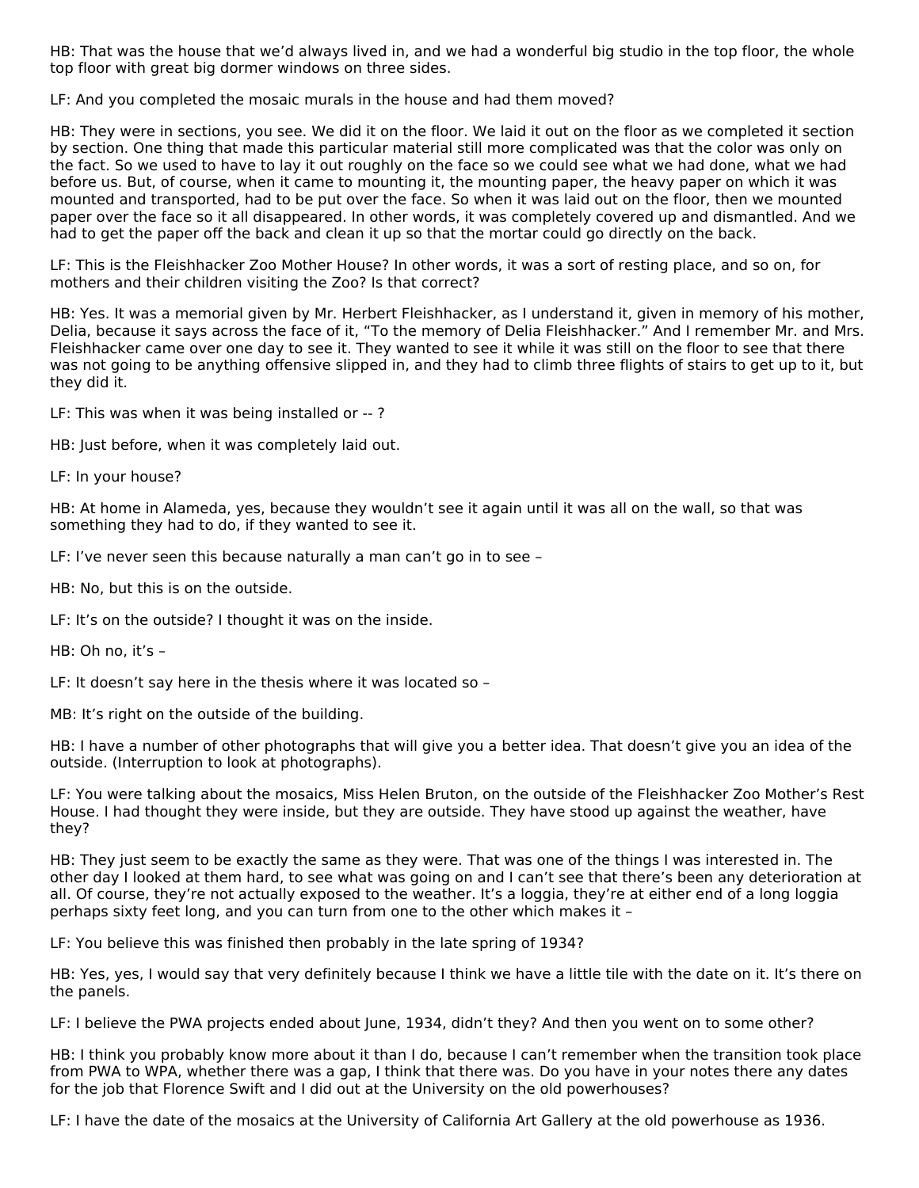HB: That was the house that we'd always lived in, and we had a wonderful big studio in the top floor, the whole top floor with great big dormer windows on three sides.

LF: And you completed the mosaic murals in the house and had them moved?

HB: They were in sections, you see. We did it on the floor. We laid it out on the floor as we completed it section by section. One thing that made this particular material still more complicated was that the color was only on the fact. So we used to have to lay it out roughly on the face so we could see what we had done, what we had before us. But, of course, when it came to mounting it, the mounting paper, the heavy paper on which it was mounted and transported, had to be put over the face. So when it was laid out on the floor, then we mounted paper over the face so it all disappeared. In other words, it was completely covered up and dismantled. And we had to get the paper off the back and clean it up so that the mortar could go directly on the back.

LF: This is the Fleishhacker Zoo Mother House? In other words, it was a sort of resting place, and so on, for mothers and their children visiting the Zoo? Is that correct?

HB: Yes. It was a memorial given by Mr. Herbert Fleishhacker, as I understand it, given in memory of his mother, Delia, because it says across the face of it, "To the memory of Delia Fleishhacker." And I remember Mr. and Mrs. Fleishhacker came over one day to see it. They wanted to see it while it was still on the floor to see that there was not going to be anything offensive slipped in, and they had to climb three flights of stairs to get up to it, but they did it.

LF: This was when it was being installed or -- ?

HB: Just before, when it was completely laid out.

LF: In your house?

HB: At home in Alameda, yes, because they wouldn't see it again until it was all on the wall, so that was something they had to do, if they wanted to see it.

LF: I've never seen this because naturally a man can't go in to see –

HB: No, but this is on the outside.

LF: It's on the outside? I thought it was on the inside.

HB: Oh no, it's –

LF: It doesn't say here in the thesis where it was located so –

MB: It's right on the outside of the building.

HB: I have a number of other photographs that will give you a better idea. That doesn't give you an idea of the outside. (Interruption to look at photographs).

LF: You were talking about the mosaics, Miss Helen Bruton, on the outside of the Fleishhacker Zoo Mother's Rest House. I had thought they were inside, but they are outside. They have stood up against the weather, have they?

HB: They just seem to be exactly the same as they were. That was one of the things I was interested in. The other day I looked at them hard, to see what was going on and I can't see that there's been any deterioration at all. Of course, they're not actually exposed to the weather. It's a loggia, they're at either end of a long loggia perhaps sixty feet long, and you can turn from one to the other which makes it –

LF: You believe this was finished then probably in the late spring of 1934?

HB: Yes, yes, I would say that very definitely because I think we have a little tile with the date on it. It's there on the panels.

LF: I believe the PWA projects ended about June, 1934, didn't they? And then you went on to some other?

HB: I think you probably know more about it than I do, because I can't remember when the transition took place from PWA to WPA, whether there was a gap, I think that there was. Do you have in your notes there any dates for the job that Florence Swift and I did out at the University on the old powerhouses?

LF: I have the date of the mosaics at the University of California Art Gallery at the old powerhouse as 1936.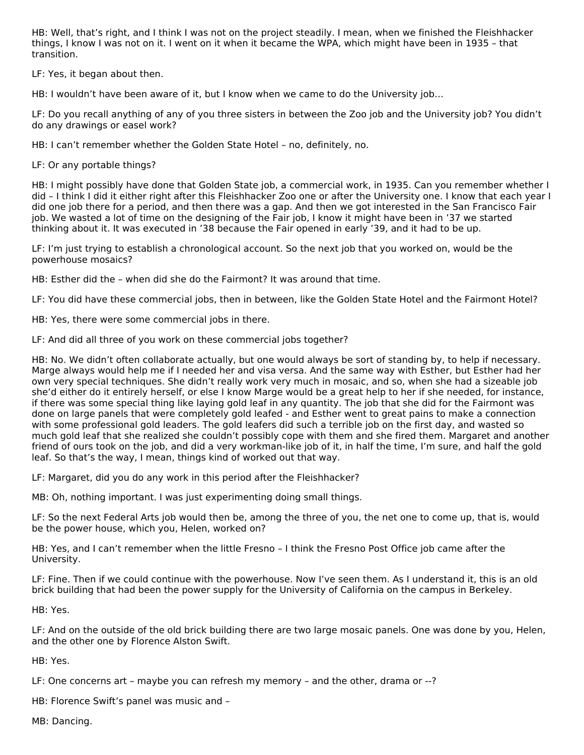HB: Well, that's right, and I think I was not on the project steadily. I mean, when we finished the Fleishhacker things, I know I was not on it. I went on it when it became the WPA, which might have been in 1935 – that transition.

LF: Yes, it began about then.

HB: I wouldn't have been aware of it, but I know when we came to do the University job…

LF: Do you recall anything of any of you three sisters in between the Zoo job and the University job? You didn't do any drawings or easel work?

HB: I can't remember whether the Golden State Hotel – no, definitely, no.

LF: Or any portable things?

HB: I might possibly have done that Golden State job, a commercial work, in 1935. Can you remember whether I did – I think I did it either right after this Fleishhacker Zoo one or after the University one. I know that each year I did one job there for a period, and then there was a gap. And then we got interested in the San Francisco Fair job. We wasted a lot of time on the designing of the Fair job, I know it might have been in '37 we started thinking about it. It was executed in '38 because the Fair opened in early '39, and it had to be up.

LF: I'm just trying to establish a chronological account. So the next job that you worked on, would be the powerhouse mosaics?

HB: Esther did the – when did she do the Fairmont? It was around that time.

LF: You did have these commercial jobs, then in between, like the Golden State Hotel and the Fairmont Hotel?

HB: Yes, there were some commercial jobs in there.

LF: And did all three of you work on these commercial jobs together?

HB: No. We didn't often collaborate actually, but one would always be sort of standing by, to help if necessary. Marge always would help me if I needed her and visa versa. And the same way with Esther, but Esther had her own very special techniques. She didn't really work very much in mosaic, and so, when she had a sizeable job she'd either do it entirely herself, or else I know Marge would be a great help to her if she needed, for instance, if there was some special thing like laying gold leaf in any quantity. The job that she did for the Fairmont was done on large panels that were completely gold leafed - and Esther went to great pains to make a connection with some professional gold leaders. The gold leafers did such a terrible job on the first day, and wasted so much gold leaf that she realized she couldn't possibly cope with them and she fired them. Margaret and another friend of ours took on the job, and did a very workman-like job of it, in half the time, I'm sure, and half the gold leaf. So that's the way, I mean, things kind of worked out that way.

LF: Margaret, did you do any work in this period after the Fleishhacker?

MB: Oh, nothing important. I was just experimenting doing small things.

LF: So the next Federal Arts job would then be, among the three of you, the net one to come up, that is, would be the power house, which you, Helen, worked on?

HB: Yes, and I can't remember when the little Fresno – I think the Fresno Post Office job came after the University.

LF: Fine. Then if we could continue with the powerhouse. Now I've seen them. As I understand it, this is an old brick building that had been the power supply for the University of California on the campus in Berkeley.

HB: Yes.

LF: And on the outside of the old brick building there are two large mosaic panels. One was done by you, Helen, and the other one by Florence Alston Swift.

HB: Yes.

LF: One concerns art – maybe you can refresh my memory – and the other, drama or --?

HB: Florence Swift's panel was music and –

MB: Dancing.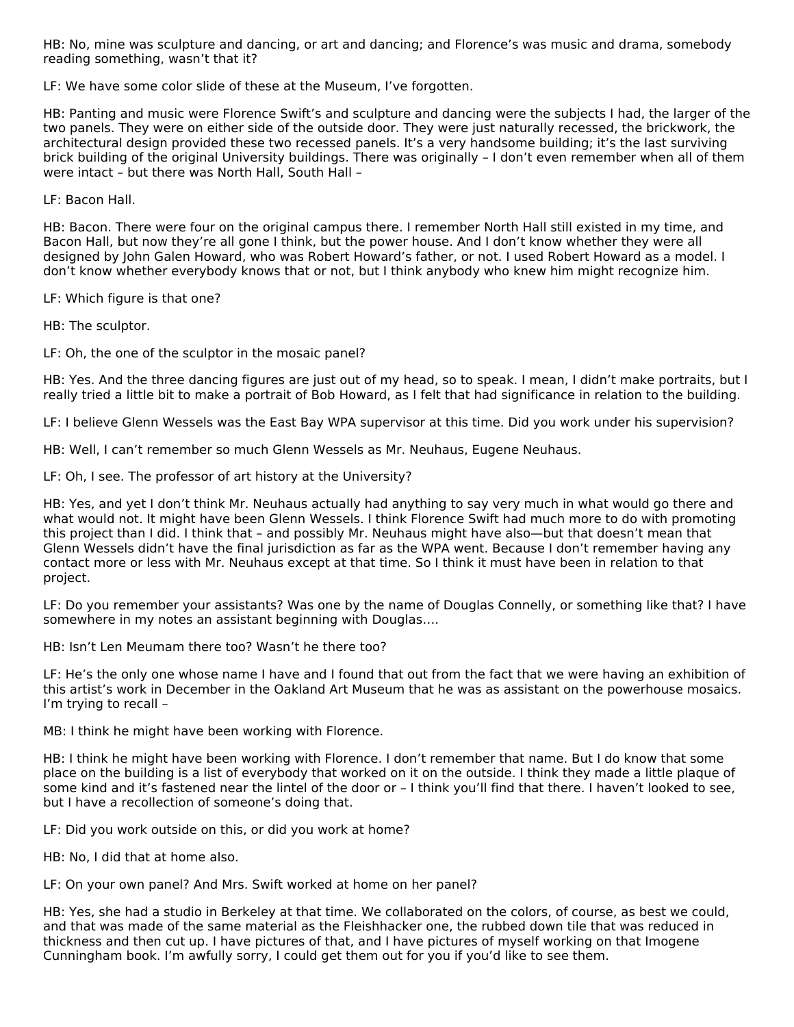HB: No, mine was sculpture and dancing, or art and dancing; and Florence's was music and drama, somebody reading something, wasn't that it?

LF: We have some color slide of these at the Museum, I've forgotten.

HB: Panting and music were Florence Swift's and sculpture and dancing were the subjects I had, the larger of the two panels. They were on either side of the outside door. They were just naturally recessed, the brickwork, the architectural design provided these two recessed panels. It's a very handsome building; it's the last surviving brick building of the original University buildings. There was originally – I don't even remember when all of them were intact – but there was North Hall, South Hall –

LF: Bacon Hall.

HB: Bacon. There were four on the original campus there. I remember North Hall still existed in my time, and Bacon Hall, but now they're all gone I think, but the power house. And I don't know whether they were all designed by John Galen Howard, who was Robert Howard's father, or not. I used Robert Howard as a model. I don't know whether everybody knows that or not, but I think anybody who knew him might recognize him.

LF: Which figure is that one?

HB: The sculptor.

LF: Oh, the one of the sculptor in the mosaic panel?

HB: Yes. And the three dancing figures are just out of my head, so to speak. I mean, I didn't make portraits, but I really tried a little bit to make a portrait of Bob Howard, as I felt that had significance in relation to the building.

LF: I believe Glenn Wessels was the East Bay WPA supervisor at this time. Did you work under his supervision?

HB: Well, I can't remember so much Glenn Wessels as Mr. Neuhaus, Eugene Neuhaus.

LF: Oh, I see. The professor of art history at the University?

HB: Yes, and yet I don't think Mr. Neuhaus actually had anything to say very much in what would go there and what would not. It might have been Glenn Wessels. I think Florence Swift had much more to do with promoting this project than I did. I think that – and possibly Mr. Neuhaus might have also—but that doesn't mean that Glenn Wessels didn't have the final jurisdiction as far as the WPA went. Because I don't remember having any contact more or less with Mr. Neuhaus except at that time. So I think it must have been in relation to that project.

LF: Do you remember your assistants? Was one by the name of Douglas Connelly, or something like that? I have somewhere in my notes an assistant beginning with Douglas….

HB: Isn't Len Meumam there too? Wasn't he there too?

LF: He's the only one whose name I have and I found that out from the fact that we were having an exhibition of this artist's work in December in the Oakland Art Museum that he was as assistant on the powerhouse mosaics. I'm trying to recall –

MB: I think he might have been working with Florence.

HB: I think he might have been working with Florence. I don't remember that name. But I do know that some place on the building is a list of everybody that worked on it on the outside. I think they made a little plaque of some kind and it's fastened near the lintel of the door or – I think you'll find that there. I haven't looked to see, but I have a recollection of someone's doing that.

LF: Did you work outside on this, or did you work at home?

HB: No, I did that at home also.

LF: On your own panel? And Mrs. Swift worked at home on her panel?

HB: Yes, she had a studio in Berkeley at that time. We collaborated on the colors, of course, as best we could, and that was made of the same material as the Fleishhacker one, the rubbed down tile that was reduced in thickness and then cut up. I have pictures of that, and I have pictures of myself working on that Imogene Cunningham book. I'm awfully sorry, I could get them out for you if you'd like to see them.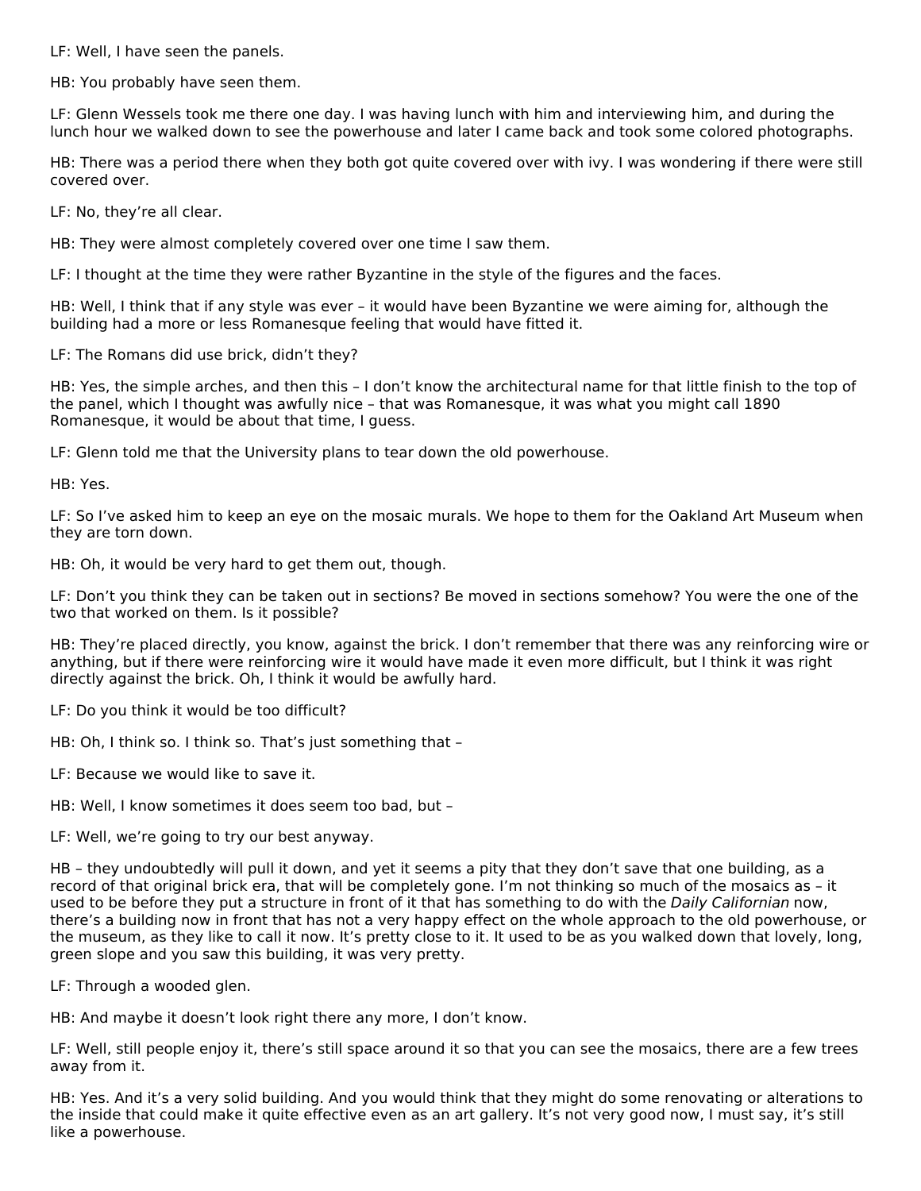LF: Well, I have seen the panels.

HB: You probably have seen them.

LF: Glenn Wessels took me there one day. I was having lunch with him and interviewing him, and during the lunch hour we walked down to see the powerhouse and later I came back and took some colored photographs.

HB: There was a period there when they both got quite covered over with ivy. I was wondering if there were still covered over.

LF: No, they're all clear.

HB: They were almost completely covered over one time I saw them.

LF: I thought at the time they were rather Byzantine in the style of the figures and the faces.

HB: Well, I think that if any style was ever – it would have been Byzantine we were aiming for, although the building had a more or less Romanesque feeling that would have fitted it.

LF: The Romans did use brick, didn't they?

HB: Yes, the simple arches, and then this – I don't know the architectural name for that little finish to the top of the panel, which I thought was awfully nice – that was Romanesque, it was what you might call 1890 Romanesque, it would be about that time, I guess.

LF: Glenn told me that the University plans to tear down the old powerhouse.

HB: Yes.

LF: So I've asked him to keep an eye on the mosaic murals. We hope to them for the Oakland Art Museum when they are torn down.

HB: Oh, it would be very hard to get them out, though.

LF: Don't you think they can be taken out in sections? Be moved in sections somehow? You were the one of the two that worked on them. Is it possible?

HB: They're placed directly, you know, against the brick. I don't remember that there was any reinforcing wire or anything, but if there were reinforcing wire it would have made it even more difficult, but I think it was right directly against the brick. Oh, I think it would be awfully hard.

LF: Do you think it would be too difficult?

HB: Oh, I think so. I think so. That's just something that –

LF: Because we would like to save it.

HB: Well, I know sometimes it does seem too bad, but –

LF: Well, we're going to try our best anyway.

HB – they undoubtedly will pull it down, and yet it seems a pity that they don't save that one building, as a record of that original brick era, that will be completely gone. I'm not thinking so much of the mosaics as – it used to be before they put a structure in front of it that has something to do with the *Daily Californian* now, there's a building now in front that has not a very happy effect on the whole approach to the old powerhouse, or the museum, as they like to call it now. It's pretty close to it. It used to be as you walked down that lovely, long, green slope and you saw this building, it was very pretty.

LF: Through a wooded glen.

HB: And maybe it doesn't look right there any more, I don't know.

LF: Well, still people enjoy it, there's still space around it so that you can see the mosaics, there are a few trees away from it.

HB: Yes. And it's a very solid building. And you would think that they might do some renovating or alterations to the inside that could make it quite effective even as an art gallery. It's not very good now, I must say, it's still like a powerhouse.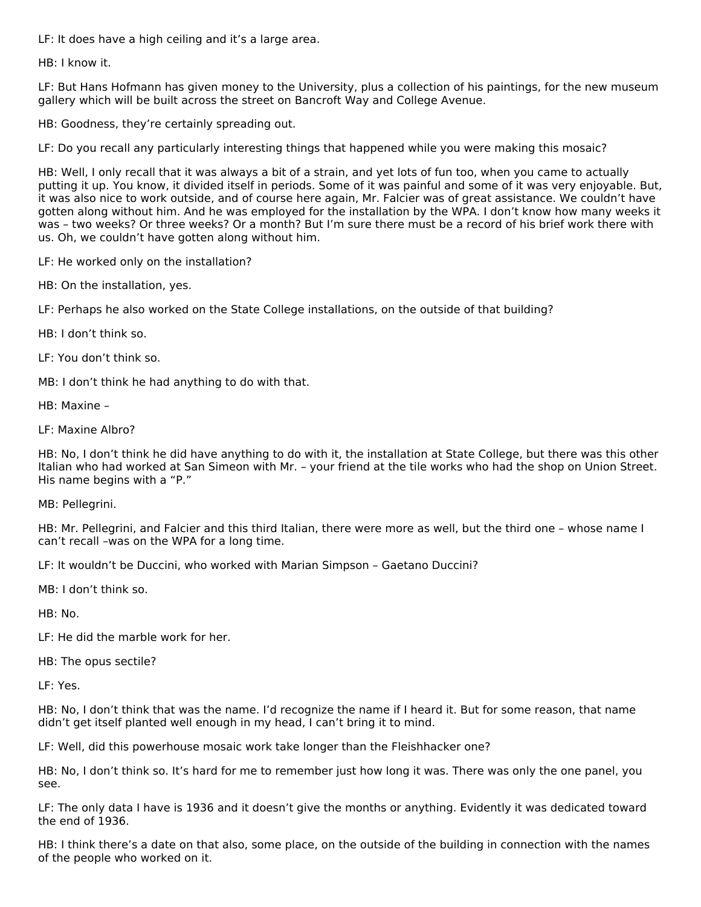LF: It does have a high ceiling and it's a large area.

HB: I know it.

LF: But Hans Hofmann has given money to the University, plus a collection of his paintings, for the new museum gallery which will be built across the street on Bancroft Way and College Avenue.

HB: Goodness, they're certainly spreading out.

LF: Do you recall any particularly interesting things that happened while you were making this mosaic?

HB: Well, I only recall that it was always a bit of a strain, and yet lots of fun too, when you came to actually putting it up. You know, it divided itself in periods. Some of it was painful and some of it was very enjoyable. But, it was also nice to work outside, and of course here again, Mr. Falcier was of great assistance. We couldn't have gotten along without him. And he was employed for the installation by the WPA. I don't know how many weeks it was – two weeks? Or three weeks? Or a month? But I'm sure there must be a record of his brief work there with us. Oh, we couldn't have gotten along without him.

LF: He worked only on the installation?

HB: On the installation, yes.

LF: Perhaps he also worked on the State College installations, on the outside of that building?

HB: I don't think so.

LF: You don't think so.

MB: I don't think he had anything to do with that.

HB: Maxine –

LF: Maxine Albro?

HB: No, I don't think he did have anything to do with it, the installation at State College, but there was this other Italian who had worked at San Simeon with Mr. – your friend at the tile works who had the shop on Union Street. His name begins with a "P."

MB: Pellegrini.

HB: Mr. Pellegrini, and Falcier and this third Italian, there were more as well, but the third one – whose name I can't recall –was on the WPA for a long time.

LF: It wouldn't be Duccini, who worked with Marian Simpson – Gaetano Duccini?

MB: I don't think so.

HB: No.

LF: He did the marble work for her.

HB: The opus sectile?

LF: Yes.

HB: No, I don't think that was the name. I'd recognize the name if I heard it. But for some reason, that name didn't get itself planted well enough in my head, I can't bring it to mind.

LF: Well, did this powerhouse mosaic work take longer than the Fleishhacker one?

HB: No, I don't think so. It's hard for me to remember just how long it was. There was only the one panel, you see.

LF: The only data I have is 1936 and it doesn't give the months or anything. Evidently it was dedicated toward the end of 1936.

HB: I think there's a date on that also, some place, on the outside of the building in connection with the names of the people who worked on it.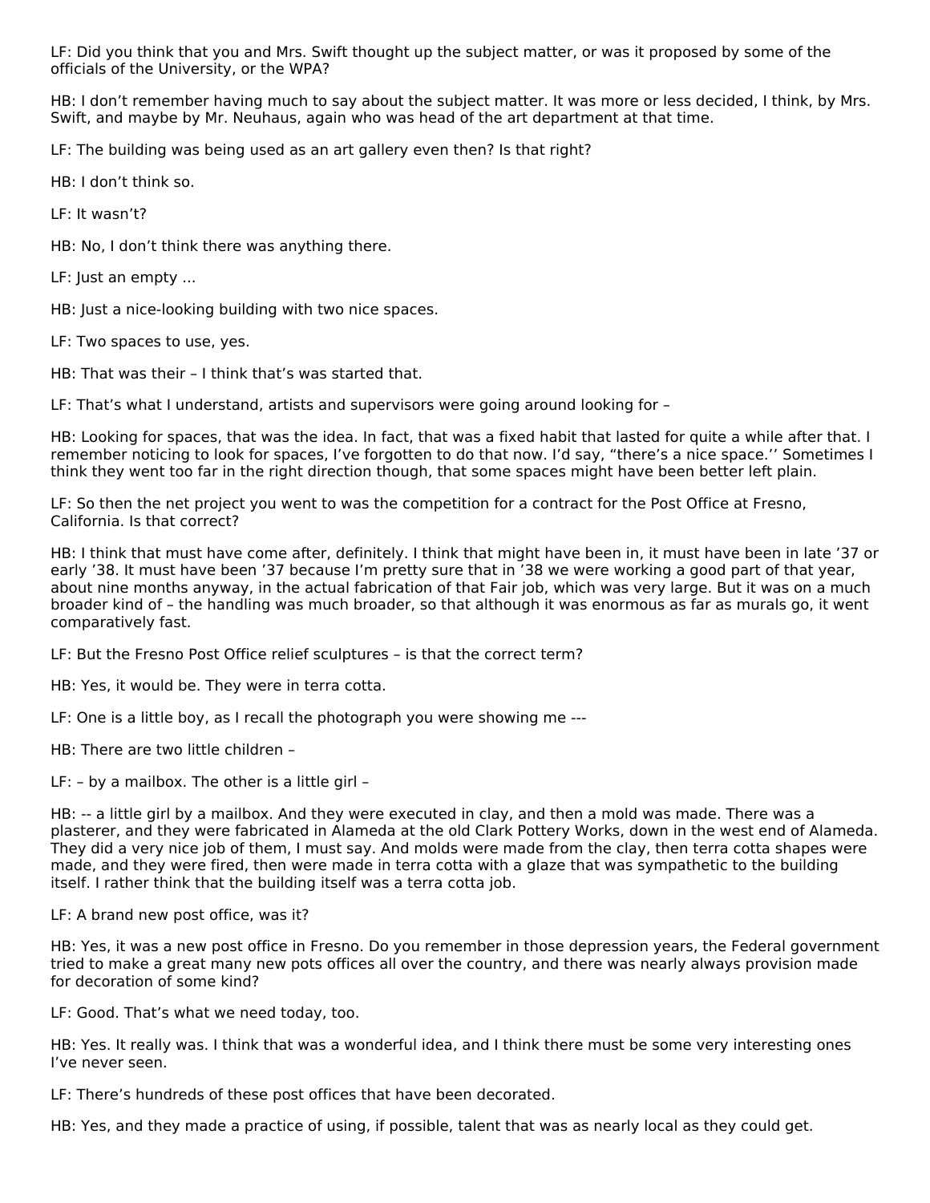LF: Did you think that you and Mrs. Swift thought up the subject matter, or was it proposed by some of the officials of the University, or the WPA?

HB: I don't remember having much to say about the subject matter. It was more or less decided, I think, by Mrs. Swift, and maybe by Mr. Neuhaus, again who was head of the art department at that time.

LF: The building was being used as an art gallery even then? Is that right?

HB: I don't think so.

LF: It wasn't?

HB: No, I don't think there was anything there.

LF: Just an empty ...

HB: Just a nice-looking building with two nice spaces.

LF: Two spaces to use, yes.

HB: That was their – I think that's was started that.

LF: That's what I understand, artists and supervisors were going around looking for –

HB: Looking for spaces, that was the idea. In fact, that was a fixed habit that lasted for quite a while after that. I remember noticing to look for spaces, I've forgotten to do that now. I'd say, "there's a nice space.'' Sometimes I think they went too far in the right direction though, that some spaces might have been better left plain.

LF: So then the net project you went to was the competition for a contract for the Post Office at Fresno, California. Is that correct?

HB: I think that must have come after, definitely. I think that might have been in, it must have been in late '37 or early '38. It must have been '37 because I'm pretty sure that in '38 we were working a good part of that year, about nine months anyway, in the actual fabrication of that Fair job, which was very large. But it was on a much broader kind of – the handling was much broader, so that although it was enormous as far as murals go, it went comparatively fast.

LF: But the Fresno Post Office relief sculptures – is that the correct term?

HB: Yes, it would be. They were in terra cotta.

LF: One is a little boy, as I recall the photograph you were showing me ---

HB: There are two little children –

LF: – by a mailbox. The other is a little girl –

HB: -- a little girl by a mailbox. And they were executed in clay, and then a mold was made. There was a plasterer, and they were fabricated in Alameda at the old Clark Pottery Works, down in the west end of Alameda. They did a very nice job of them, I must say. And molds were made from the clay, then terra cotta shapes were made, and they were fired, then were made in terra cotta with a glaze that was sympathetic to the building itself. I rather think that the building itself was a terra cotta job.

LF: A brand new post office, was it?

HB: Yes, it was a new post office in Fresno. Do you remember in those depression years, the Federal government tried to make a great many new pots offices all over the country, and there was nearly always provision made for decoration of some kind?

LF: Good. That's what we need today, too.

HB: Yes. It really was. I think that was a wonderful idea, and I think there must be some very interesting ones I've never seen.

LF: There's hundreds of these post offices that have been decorated.

HB: Yes, and they made a practice of using, if possible, talent that was as nearly local as they could get.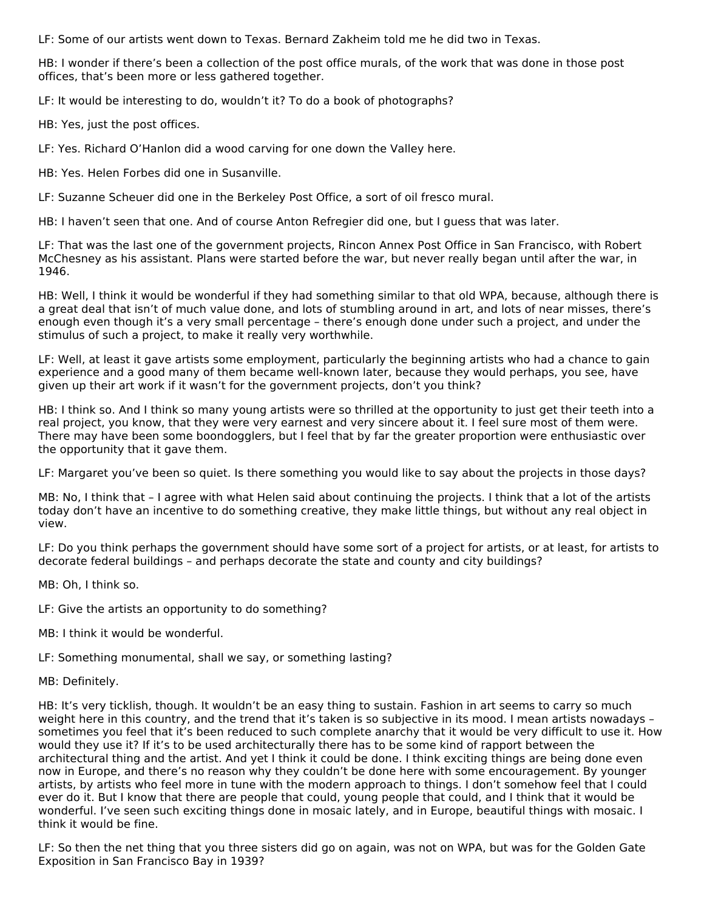LF: Some of our artists went down to Texas. Bernard Zakheim told me he did two in Texas.

HB: I wonder if there's been a collection of the post office murals, of the work that was done in those post offices, that's been more or less gathered together.

LF: It would be interesting to do, wouldn't it? To do a book of photographs?

HB: Yes, just the post offices.

LF: Yes. Richard O'Hanlon did a wood carving for one down the Valley here.

HB: Yes. Helen Forbes did one in Susanville.

LF: Suzanne Scheuer did one in the Berkeley Post Office, a sort of oil fresco mural.

HB: I haven't seen that one. And of course Anton Refregier did one, but I guess that was later.

LF: That was the last one of the government projects, Rincon Annex Post Office in San Francisco, with Robert McChesney as his assistant. Plans were started before the war, but never really began until after the war, in 1946.

HB: Well, I think it would be wonderful if they had something similar to that old WPA, because, although there is a great deal that isn't of much value done, and lots of stumbling around in art, and lots of near misses, there's enough even though it's a very small percentage – there's enough done under such a project, and under the stimulus of such a project, to make it really very worthwhile.

LF: Well, at least it gave artists some employment, particularly the beginning artists who had a chance to gain experience and a good many of them became well-known later, because they would perhaps, you see, have given up their art work if it wasn't for the government projects, don't you think?

HB: I think so. And I think so many young artists were so thrilled at the opportunity to just get their teeth into a real project, you know, that they were very earnest and very sincere about it. I feel sure most of them were. There may have been some boondogglers, but I feel that by far the greater proportion were enthusiastic over the opportunity that it gave them.

LF: Margaret you've been so quiet. Is there something you would like to say about the projects in those days?

MB: No, I think that – I agree with what Helen said about continuing the projects. I think that a lot of the artists today don't have an incentive to do something creative, they make little things, but without any real object in view.

LF: Do you think perhaps the government should have some sort of a project for artists, or at least, for artists to decorate federal buildings – and perhaps decorate the state and county and city buildings?

MB: Oh, I think so.

LF: Give the artists an opportunity to do something?

MB: I think it would be wonderful.

LF: Something monumental, shall we say, or something lasting?

MB: Definitely.

HB: It's very ticklish, though. It wouldn't be an easy thing to sustain. Fashion in art seems to carry so much weight here in this country, and the trend that it's taken is so subjective in its mood. I mean artists nowadays – sometimes you feel that it's been reduced to such complete anarchy that it would be very difficult to use it. How would they use it? If it's to be used architecturally there has to be some kind of rapport between the architectural thing and the artist. And yet I think it could be done. I think exciting things are being done even now in Europe, and there's no reason why they couldn't be done here with some encouragement. By younger artists, by artists who feel more in tune with the modern approach to things. I don't somehow feel that I could ever do it. But I know that there are people that could, young people that could, and I think that it would be wonderful. I've seen such exciting things done in mosaic lately, and in Europe, beautiful things with mosaic. I think it would be fine.

LF: So then the net thing that you three sisters did go on again, was not on WPA, but was for the Golden Gate Exposition in San Francisco Bay in 1939?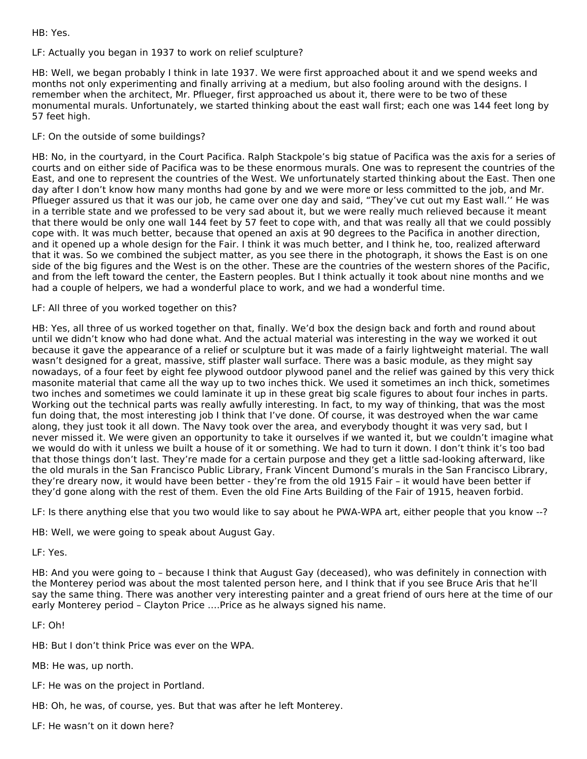HB: Yes.

LF: Actually you began in 1937 to work on relief sculpture?

HB: Well, we began probably I think in late 1937. We were first approached about it and we spend weeks and months not only experimenting and finally arriving at a medium, but also fooling around with the designs. I remember when the architect, Mr. Pflueger, first approached us about it, there were to be two of these monumental murals. Unfortunately, we started thinking about the east wall first; each one was 144 feet long by 57 feet high.

LF: On the outside of some buildings?

HB: No, in the courtyard, in the Court Pacifica. Ralph Stackpole's big statue of Pacifica was the axis for a series of courts and on either side of Pacifica was to be these enormous murals. One was to represent the countries of the East, and one to represent the countries of the West. We unfortunately started thinking about the East. Then one day after I don't know how many months had gone by and we were more or less committed to the job, and Mr. Pflueger assured us that it was our job, he came over one day and said, "They've cut out my East wall.'' He was in a terrible state and we professed to be very sad about it, but we were really much relieved because it meant that there would be only one wall 144 feet by 57 feet to cope with, and that was really all that we could possibly cope with. It was much better, because that opened an axis at 90 degrees to the Pacifica in another direction, and it opened up a whole design for the Fair. I think it was much better, and I think he, too, realized afterward that it was. So we combined the subject matter, as you see there in the photograph, it shows the East is on one side of the big figures and the West is on the other. These are the countries of the western shores of the Pacific, and from the left toward the center, the Eastern peoples. But I think actually it took about nine months and we had a couple of helpers, we had a wonderful place to work, and we had a wonderful time.

LF: All three of you worked together on this?

HB: Yes, all three of us worked together on that, finally. We'd box the design back and forth and round about until we didn't know who had done what. And the actual material was interesting in the way we worked it out because it gave the appearance of a relief or sculpture but it was made of a fairly lightweight material. The wall wasn't designed for a great, massive, stiff plaster wall surface. There was a basic module, as they might say nowadays, of a four feet by eight fee plywood outdoor plywood panel and the relief was gained by this very thick masonite material that came all the way up to two inches thick. We used it sometimes an inch thick, sometimes two inches and sometimes we could laminate it up in these great big scale figures to about four inches in parts. Working out the technical parts was really awfully interesting. In fact, to my way of thinking, that was the most fun doing that, the most interesting job I think that I've done. Of course, it was destroyed when the war came along, they just took it all down. The Navy took over the area, and everybody thought it was very sad, but I never missed it. We were given an opportunity to take it ourselves if we wanted it, but we couldn't imagine what we would do with it unless we built a house of it or something. We had to turn it down. I don't think it's too bad that those things don't last. They're made for a certain purpose and they get a little sad-looking afterward, like the old murals in the San Francisco Public Library, Frank Vincent Dumond's murals in the San Francisco Library, they're dreary now, it would have been better - they're from the old 1915 Fair – it would have been better if they'd gone along with the rest of them. Even the old Fine Arts Building of the Fair of 1915, heaven forbid.

LF: Is there anything else that you two would like to say about he PWA-WPA art, either people that you know --?

HB: Well, we were going to speak about August Gay.

LF: Yes.

HB: And you were going to – because I think that August Gay (deceased), who was definitely in connection with the Monterey period was about the most talented person here, and I think that if you see Bruce Aris that he'll say the same thing. There was another very interesting painter and a great friend of ours here at the time of our early Monterey period – Clayton Price ….Price as he always signed his name.

LF: Oh!

HB: But I don't think Price was ever on the WPA.

MB: He was, up north.

LF: He was on the project in Portland.

HB: Oh, he was, of course, yes. But that was after he left Monterey.

LF: He wasn't on it down here?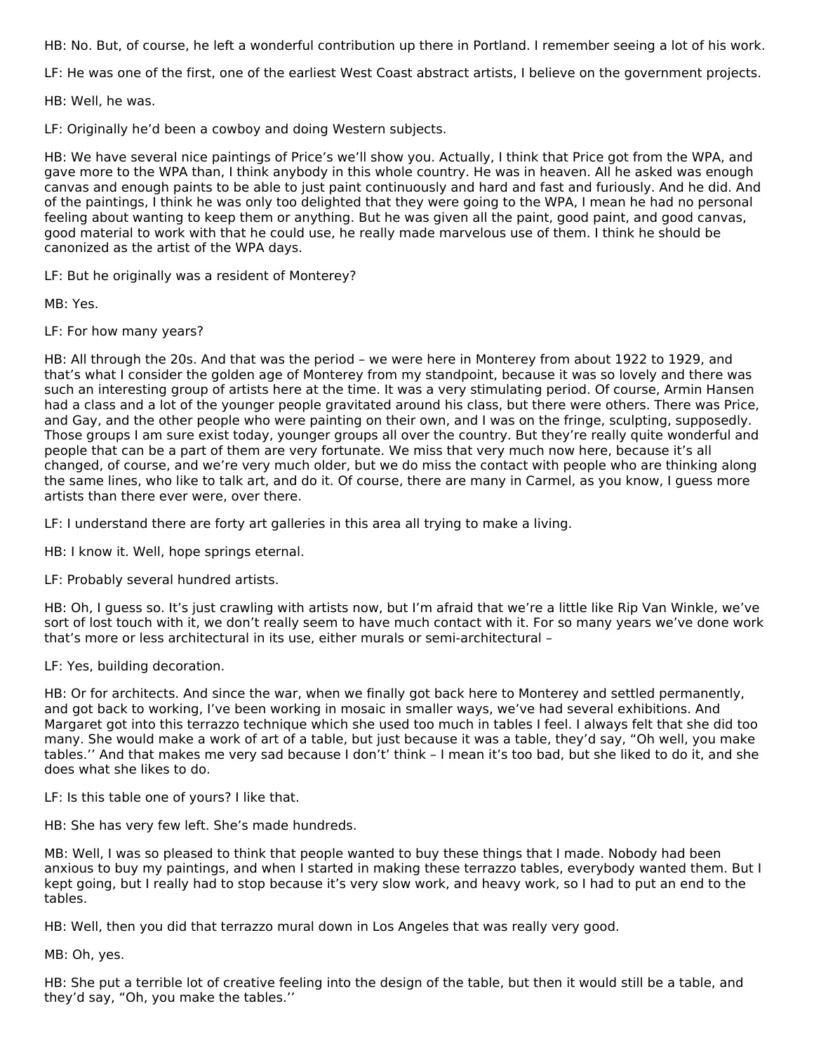HB: No. But, of course, he left a wonderful contribution up there in Portland. I remember seeing a lot of his work.

LF: He was one of the first, one of the earliest West Coast abstract artists, I believe on the government projects.

HB: Well, he was.

LF: Originally he'd been a cowboy and doing Western subjects.

HB: We have several nice paintings of Price's we'll show you. Actually, I think that Price got from the WPA, and gave more to the WPA than, I think anybody in this whole country. He was in heaven. All he asked was enough canvas and enough paints to be able to just paint continuously and hard and fast and furiously. And he did. And of the paintings, I think he was only too delighted that they were going to the WPA, I mean he had no personal feeling about wanting to keep them or anything. But he was given all the paint, good paint, and good canvas, good material to work with that he could use, he really made marvelous use of them. I think he should be canonized as the artist of the WPA days.

LF: But he originally was a resident of Monterey?

MB: Yes.

LF: For how many years?

HB: All through the 20s. And that was the period – we were here in Monterey from about 1922 to 1929, and that's what I consider the golden age of Monterey from my standpoint, because it was so lovely and there was such an interesting group of artists here at the time. It was a very stimulating period. Of course, Armin Hansen had a class and a lot of the younger people gravitated around his class, but there were others. There was Price, and Gay, and the other people who were painting on their own, and I was on the fringe, sculpting, supposedly. Those groups I am sure exist today, younger groups all over the country. But they're really quite wonderful and people that can be a part of them are very fortunate. We miss that very much now here, because it's all changed, of course, and we're very much older, but we do miss the contact with people who are thinking along the same lines, who like to talk art, and do it. Of course, there are many in Carmel, as you know, I guess more artists than there ever were, over there.

LF: I understand there are forty art galleries in this area all trying to make a living.

HB: I know it. Well, hope springs eternal.

LF: Probably several hundred artists.

HB: Oh, I guess so. It's just crawling with artists now, but I'm afraid that we're a little like Rip Van Winkle, we've sort of lost touch with it, we don't really seem to have much contact with it. For so many years we've done work that's more or less architectural in its use, either murals or semi-architectural –

LF: Yes, building decoration.

HB: Or for architects. And since the war, when we finally got back here to Monterey and settled permanently, and got back to working, I've been working in mosaic in smaller ways, we've had several exhibitions. And Margaret got into this terrazzo technique which she used too much in tables I feel. I always felt that she did too many. She would make a work of art of a table, but just because it was a table, they'd say, "Oh well, you make tables.'' And that makes me very sad because I don't' think – I mean it's too bad, but she liked to do it, and she does what she likes to do.

LF: Is this table one of yours? I like that.

HB: She has very few left. She's made hundreds.

MB: Well, I was so pleased to think that people wanted to buy these things that I made. Nobody had been anxious to buy my paintings, and when I started in making these terrazzo tables, everybody wanted them. But I kept going, but I really had to stop because it's very slow work, and heavy work, so I had to put an end to the tables.

HB: Well, then you did that terrazzo mural down in Los Angeles that was really very good.

MB: Oh, yes.

HB: She put a terrible lot of creative feeling into the design of the table, but then it would still be a table, and they'd say, "Oh, you make the tables.''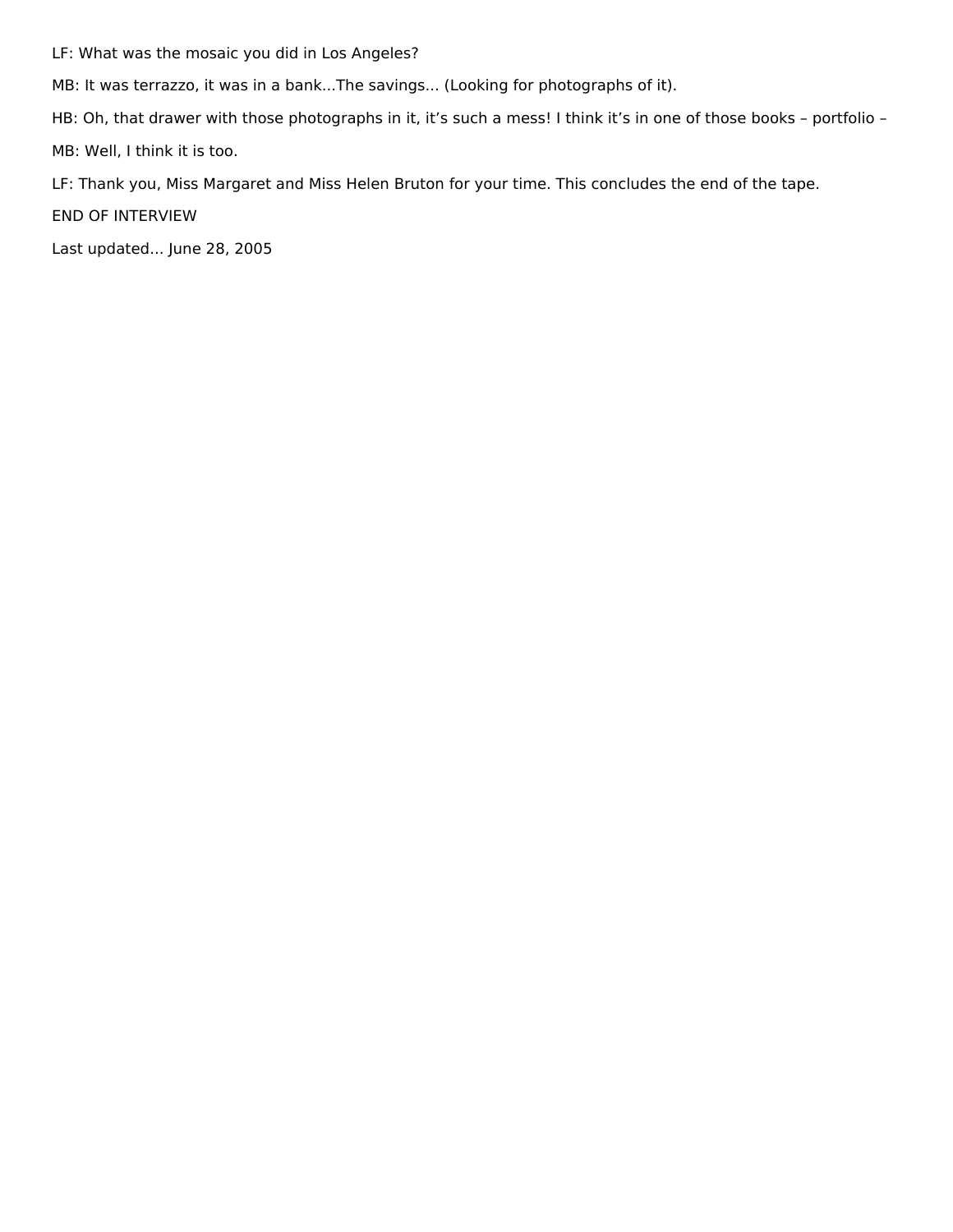LF: What was the mosaic you did in Los Angeles?

MB: It was terrazzo, it was in a bank...The savings... (Looking for photographs of it).

HB: Oh, that drawer with those photographs in it, it's such a mess! I think it's in one of those books – portfolio –

MB: Well, I think it is too.

LF: Thank you, Miss Margaret and Miss Helen Bruton for your time. This concludes the end of the tape.

END OF INTERVIEW

Last updated... June 28, 2005